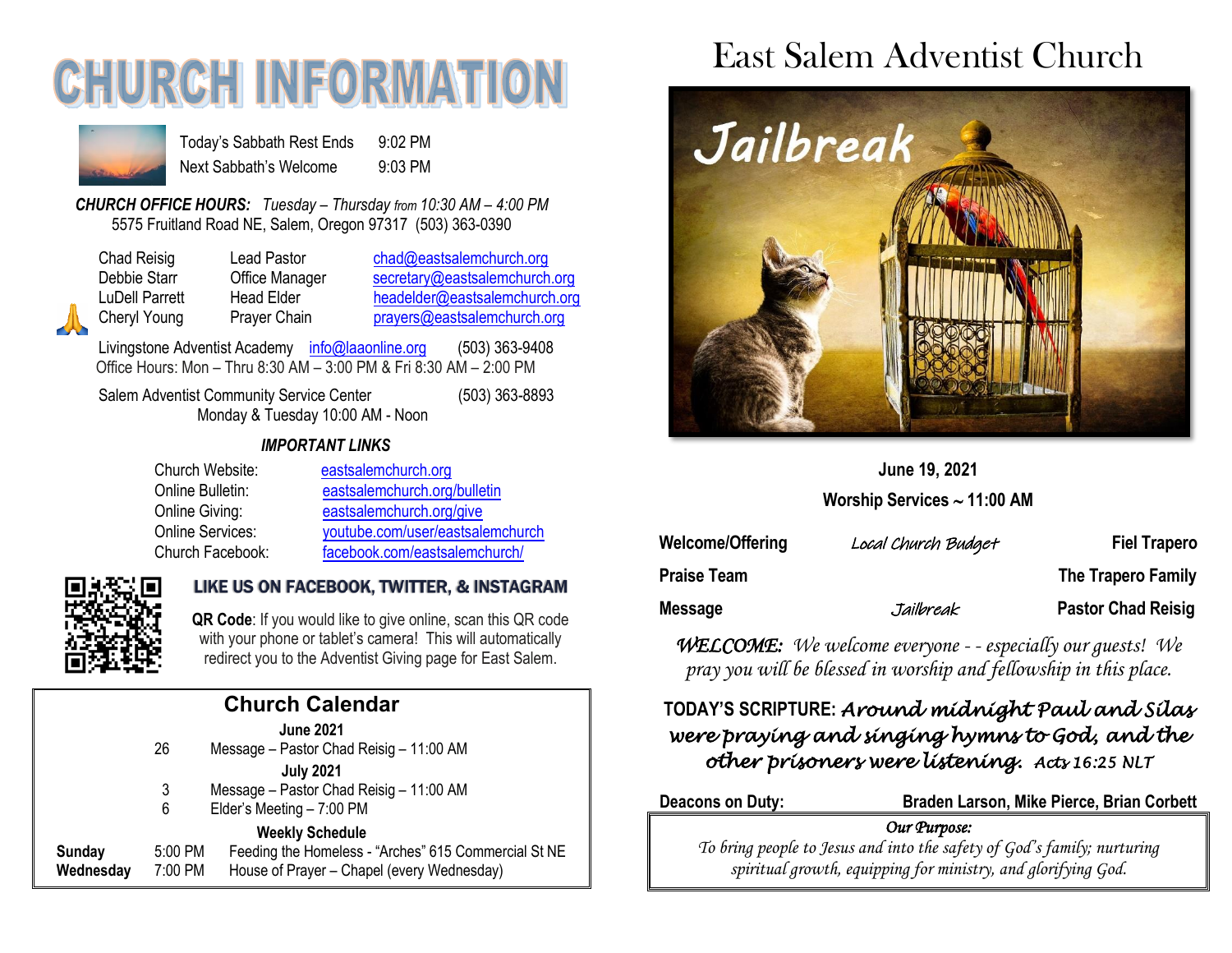# CHURCH INFORMATION

| | |
|---|---|
| Today's Sabbath Rest Ends | 9:02 PM |
| Next Sabbath's Welcome | 9:03 PM |

***CHURCH OFFICE HOURS:*** *Tuesday – Thursday from 10:30 AM – 4:00 PM*
5575 Fruitland Road NE, Salem, Oregon 97317 (503) 363-0390

| | | |
|---|---|---|
| Chad Reisig | Lead Pastor | chad@eastsalemchurch.org |
| Debbie Starr | Office Manager | secretary@eastsalemchurch.org |
| LuDell Parrett | Head Elder | headelder@eastsalemchurch.org |
| Cheryl Young | Prayer Chain | prayers@eastsalemchurch.org |

Livingstone Adventist Academy info@laaonline.org (503) 363-9408
Office Hours: Mon – Thru 8:30 AM – 3:00 PM & Fri 8:30 AM – 2:00 PM

Salem Adventist Community Service Center (503) 363-8893
Monday & Tuesday 10:00 AM - Noon

***IMPORTANT LINKS***

| | |
|---|---|
| Church Website: | eastsalemchurch.org |
| Online Bulletin: | eastsalemchurch.org/bulletin |
| Online Giving: | eastsalemchurch.org/give |
| Online Services: | youtube.com/user/eastsalemchurch |
| Church Facebook: | facebook.com/eastsalemchurch/ |

**LIKE US ON FACEBOOK, TWITTER, & INSTAGRAM**

**QR Code**: If you would like to give online, scan this QR code with your phone or tablet's camera! This will automatically redirect you to the Adventist Giving page for East Salem.

## Church Calendar

**June 2021**

26 Message – Pastor Chad Reisig – 11:00 AM

**July 2021**

3 Message – Pastor Chad Reisig – 11:00 AM
6 Elder's Meeting – 7:00 PM

**Weekly Schedule**

**Sunday** 5:00 PM Feeding the Homeless - "Arches" 615 Commercial St NE
**Wednesday** 7:00 PM House of Prayer – Chapel (every Wednesday)

# East Salem Adventist Church

Jailbreak

**June 19, 2021**

**Worship Services ~ 11:00 AM**

| | | |
|---|---|---|
| **Welcome/Offering** | *Local Church Budget* | **Fiel Trapero** |
| **Praise Team** | | **The Trapero Family** |
| **Message** | *Jailbreak* | **Pastor Chad Reisig** |

***WELCOME:*** *We welcome everyone - - especially our guests! We pray you will be blessed in worship and fellowship in this place.*

**TODAY'S SCRIPTURE:** ***Around midnight Paul and Silas were praying and singing hymns to God, and the other prisoners were listening.*** *Acts 16:25 NLT*

**Deacons on Duty:** **Braden Larson, Mike Pierce, Brian Corbett**

*Our Purpose:*
*To bring people to Jesus and into the safety of God's family; nurturing spiritual growth, equipping for ministry, and glorifying God.*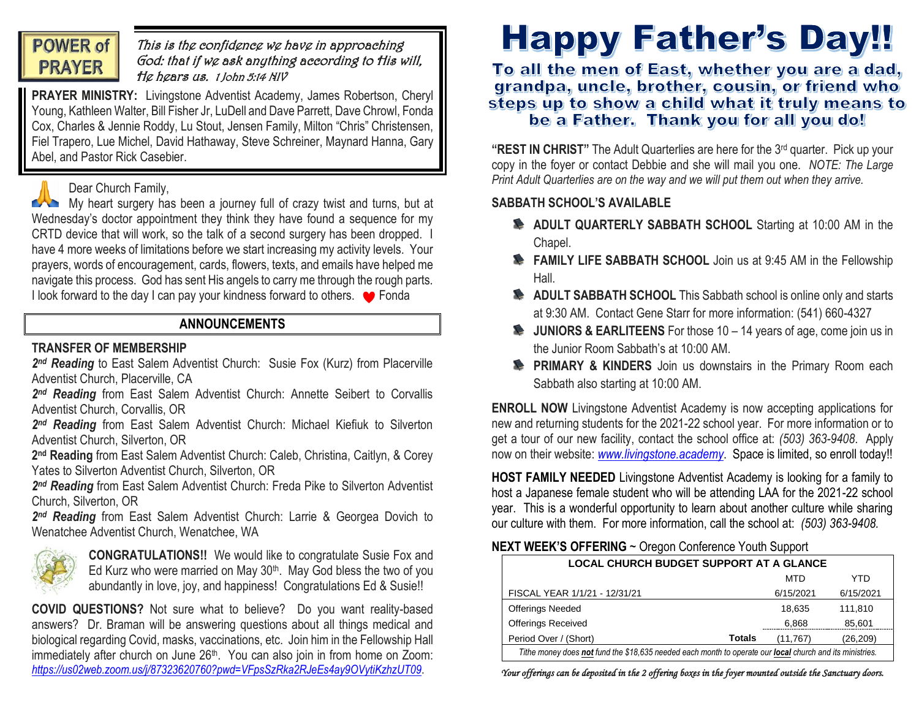**POWER of PRAYER**

*This is the confidence we have in approaching God: that if we ask anything according to His will, He hears us. 1 John 5:14 NIV*

**PRAYER MINISTRY:** Livingstone Adventist Academy, James Robertson, Cheryl Young, Kathleen Walter, Bill Fisher Jr, LuDell and Dave Parrett, Dave Chrowl, Fonda Cox, Charles & Jennie Roddy, Lu Stout, Jensen Family, Milton "Chris" Christensen, Fiel Trapero, Lue Michel, David Hathaway, Steve Schreiner, Maynard Hanna, Gary Abel, and Pastor Rick Casebier.

Dear Church Family,

My heart surgery has been a journey full of crazy twist and turns, but at Wednesday's doctor appointment they think they have found a sequence for my CRTD device that will work, so the talk of a second surgery has been dropped. I have 4 more weeks of limitations before we start increasing my activity levels. Your prayers, words of encouragement, cards, flowers, texts, and emails have helped me navigate this process. God has sent His angels to carry me through the rough parts. I look forward to the day I can pay your kindness forward to others. ♥ Fonda

## ANNOUNCEMENTS

### TRANSFER OF MEMBERSHIP

***2nd Reading*** to East Salem Adventist Church: Susie Fox (Kurz) from Placerville Adventist Church, Placerville, CA

***2nd Reading*** from East Salem Adventist Church: Annette Seibert to Corvallis Adventist Church, Corvallis, OR

***2nd Reading*** from East Salem Adventist Church: Michael Kiefiuk to Silverton Adventist Church, Silverton, OR

**2nd Reading** from East Salem Adventist Church: Caleb, Christina, Caitlyn, & Corey Yates to Silverton Adventist Church, Silverton, OR

***2nd Reading*** from East Salem Adventist Church: Freda Pike to Silverton Adventist Church, Silverton, OR

***2nd Reading*** from East Salem Adventist Church: Larrie & Georgea Dovich to Wenatchee Adventist Church, Wenatchee, WA

**CONGRATULATIONS!!** We would like to congratulate Susie Fox and Ed Kurz who were married on May 30th. May God bless the two of you abundantly in love, joy, and happiness! Congratulations Ed & Susie!!

**COVID QUESTIONS?** Not sure what to believe? Do you want reality-based answers? Dr. Braman will be answering questions about all things medical and biological regarding Covid, masks, vaccinations, etc. Join him in the Fellowship Hall immediately after church on June 26th. You can also join in from home on Zoom: https://us02web.zoom.us/j/87323620760?pwd=VFpsSzRka2RJeEs4ay9OVytiKzhzUT09.

# Happy Father's Day!!

**To all the men of East, whether you are a dad, grandpa, uncle, brother, cousin, or friend who steps up to show a child what it truly means to be a Father. Thank you for all you do!**

**"REST IN CHRIST"** The Adult Quarterlies are here for the 3rd quarter. Pick up your copy in the foyer or contact Debbie and she will mail you one. *NOTE: The Large Print Adult Quarterlies are on the way and we will put them out when they arrive.*

### SABBATH SCHOOL'S AVAILABLE

- **ADULT QUARTERLY SABBATH SCHOOL** Starting at 10:00 AM in the Chapel.
- **FAMILY LIFE SABBATH SCHOOL** Join us at 9:45 AM in the Fellowship Hall.
- **ADULT SABBATH SCHOOL** This Sabbath school is online only and starts at 9:30 AM. Contact Gene Starr for more information: (541) 660-4327
- **JUNIORS & EARLITEENS** For those 10 – 14 years of age, come join us in the Junior Room Sabbath's at 10:00 AM.
- **PRIMARY & KINDERS** Join us downstairs in the Primary Room each Sabbath also starting at 10:00 AM.

**ENROLL NOW** Livingstone Adventist Academy is now accepting applications for new and returning students for the 2021-22 school year. For more information or to get a tour of our new facility, contact the school office at: *(503) 363-9408.* Apply now on their website: *www.livingstone.academy*. Space is limited, so enroll today!!

**HOST FAMILY NEEDED** Livingstone Adventist Academy is looking for a family to host a Japanese female student who will be attending LAA for the 2021-22 school year. This is a wonderful opportunity to learn about another culture while sharing our culture with them. For more information, call the school at: *(503) 363-9408.*

**NEXT WEEK'S OFFERING** ~ Oregon Conference Youth Support

| LOCAL CHURCH BUDGET SUPPORT AT A GLANCE | | | |
|---|---|---|---|
| | | MTD | YTD |
| FISCAL YEAR 1/1/21 - 12/31/21 | | 6/15/2021 | 6/15/2021 |
| Offerings Needed | | 18,635 | 111,810 |
| Offerings Received | | 6,868 | 85,601 |
| Period Over / (Short) | **Totals** | (11,767) | (26,209) |

*Tithe money does **not** fund the $18,635 needed each month to operate our **local** church and its ministries.*

*Your offerings can be deposited in the 2 offering boxes in the foyer mounted outside the Sanctuary doors.*